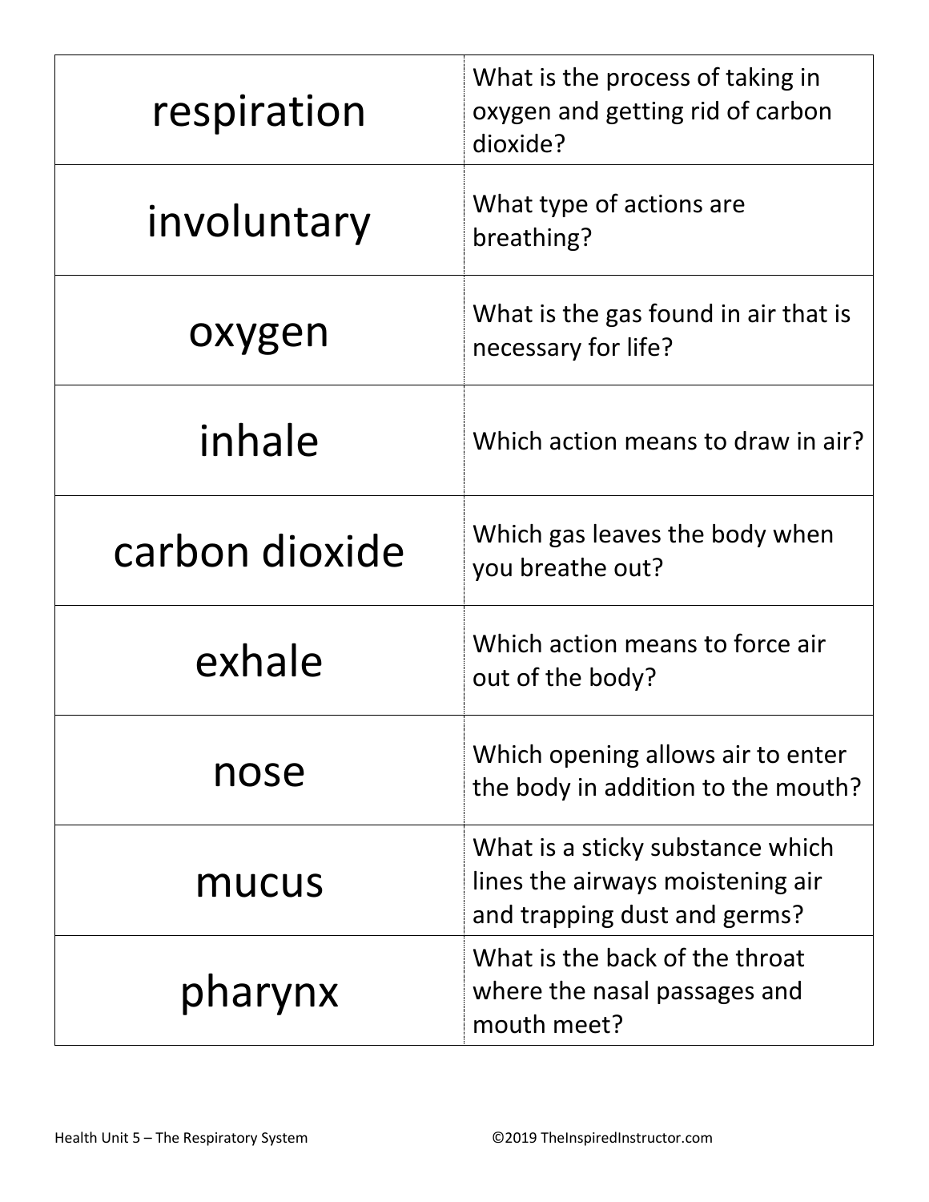| | |
|---|---|
| respiration | What is the process of taking in oxygen and getting rid of carbon dioxide? |
| involuntary | What type of actions are breathing? |
| oxygen | What is the gas found in air that is necessary for life? |
| inhale | Which action means to draw in air? |
| carbon dioxide | Which gas leaves the body when you breathe out? |
| exhale | Which action means to force air out of the body? |
| nose | Which opening allows air to enter the body in addition to the mouth? |
| mucus | What is a sticky substance which lines the airways moistening air and trapping dust and germs? |
| pharynx | What is the back of the throat where the nasal passages and mouth meet? |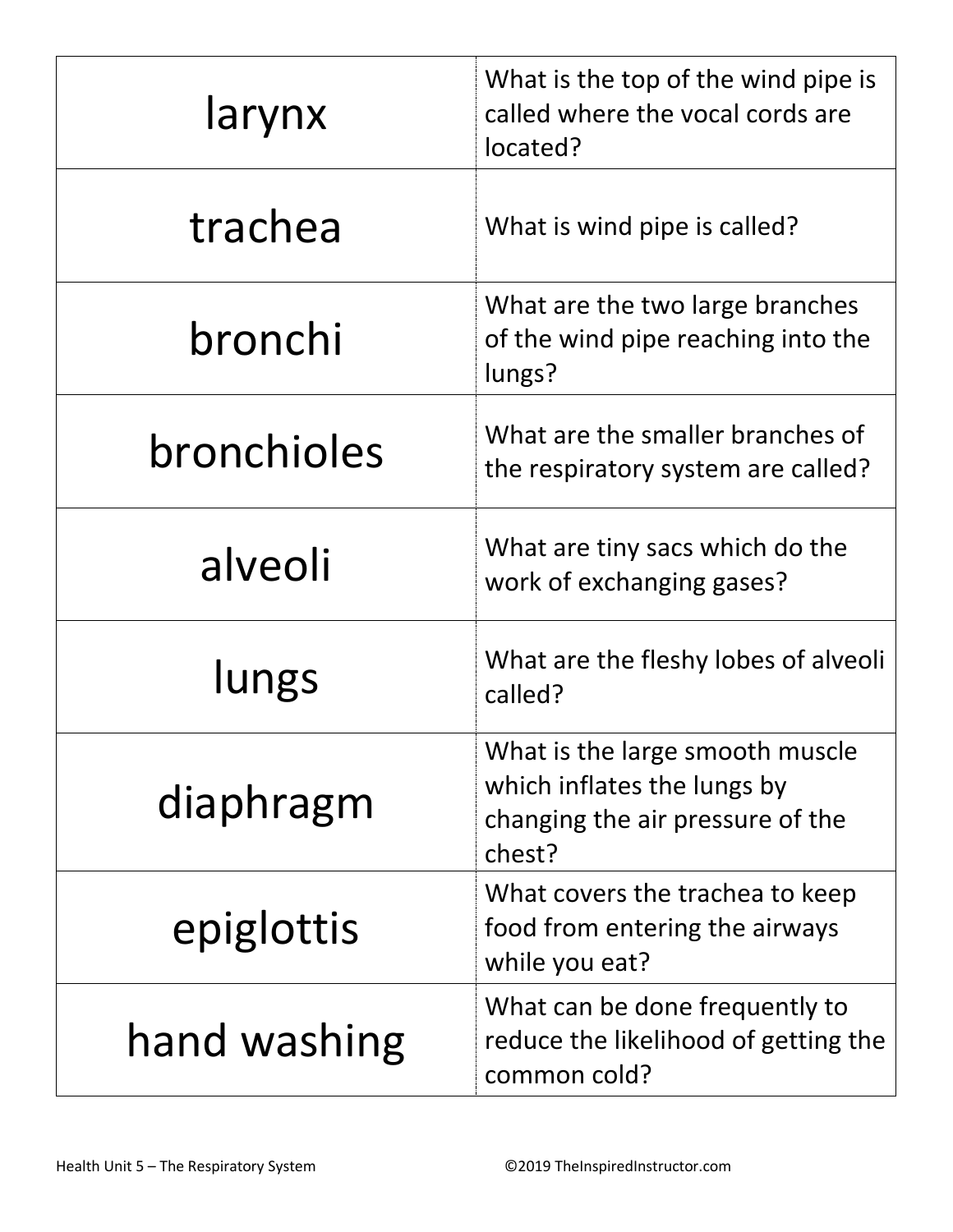| | |
|---|---|
| larynx | What is the top of the wind pipe is called where the vocal cords are located? |
| trachea | What is wind pipe is called? |
| bronchi | What are the two large branches of the wind pipe reaching into the lungs? |
| bronchioles | What are the smaller branches of the respiratory system are called? |
| alveoli | What are tiny sacs which do the work of exchanging gases? |
| lungs | What are the fleshy lobes of alveoli called? |
| diaphragm | What is the large smooth muscle which inflates the lungs by changing the air pressure of the chest? |
| epiglottis | What covers the trachea to keep food from entering the airways while you eat? |
| hand washing | What can be done frequently to reduce the likelihood of getting the common cold? |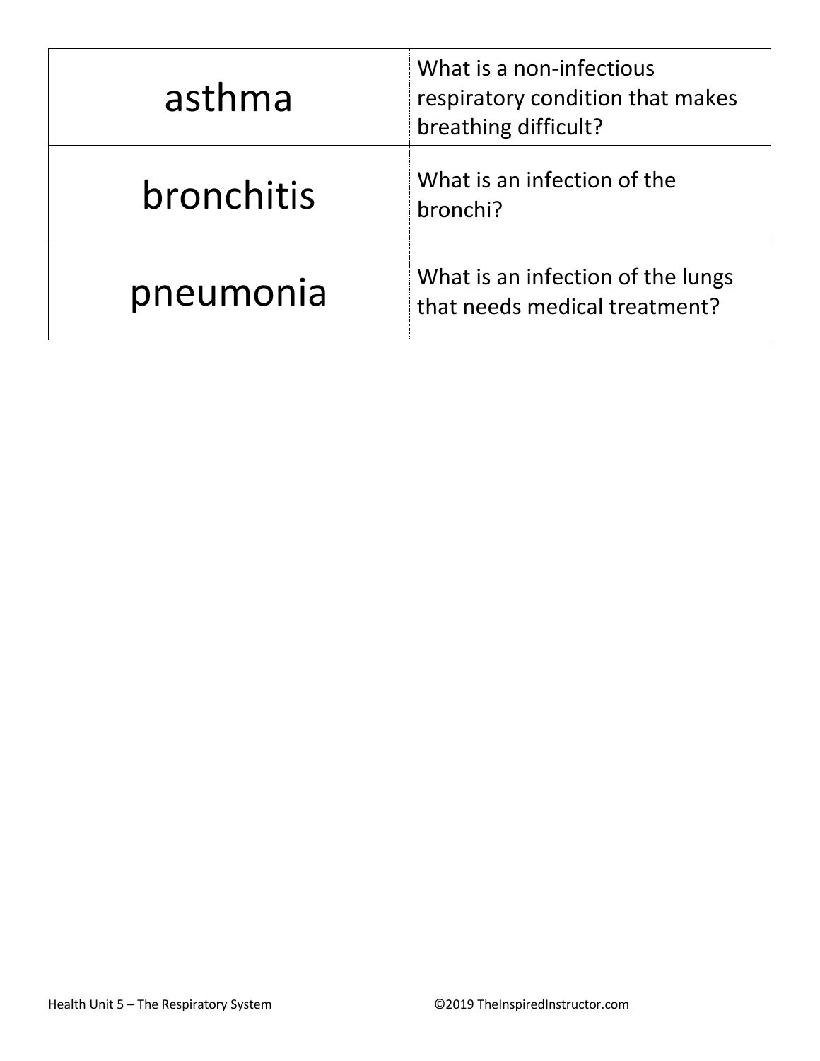| | |
|---|---|
| asthma | What is a non-infectious respiratory condition that makes breathing difficult? |
| bronchitis | What is an infection of the bronchi? |
| pneumonia | What is an infection of the lungs that needs medical treatment? |